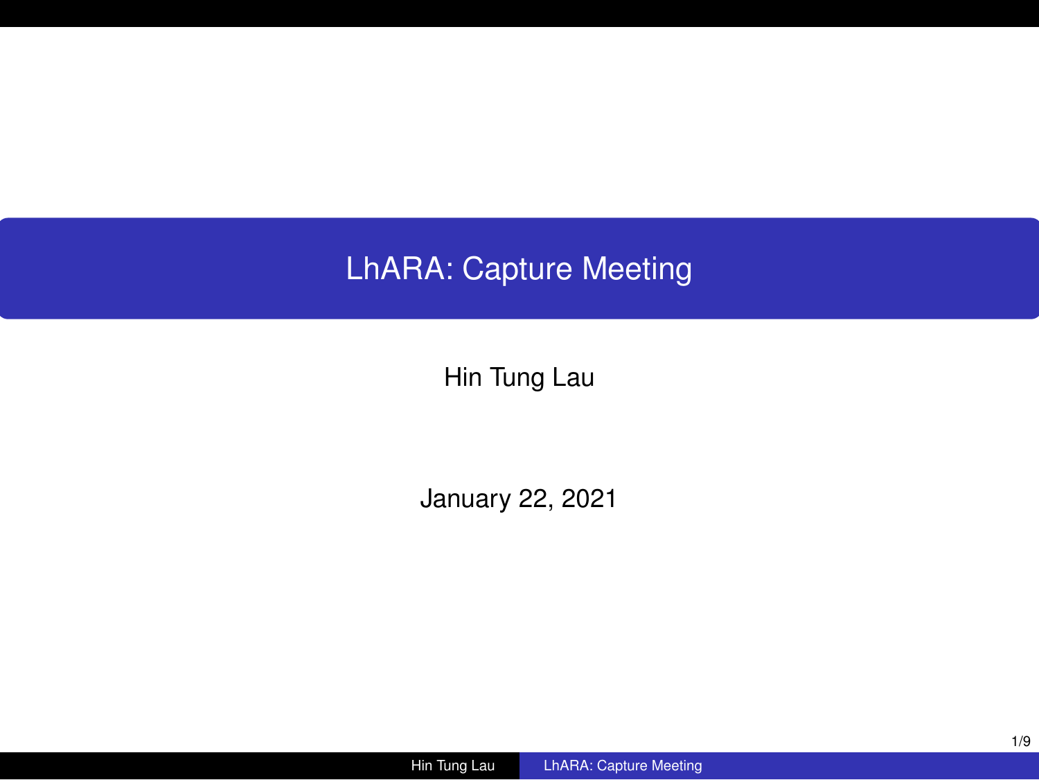# LhARA: Capture Meeting

Hin Tung Lau

January 22, 2021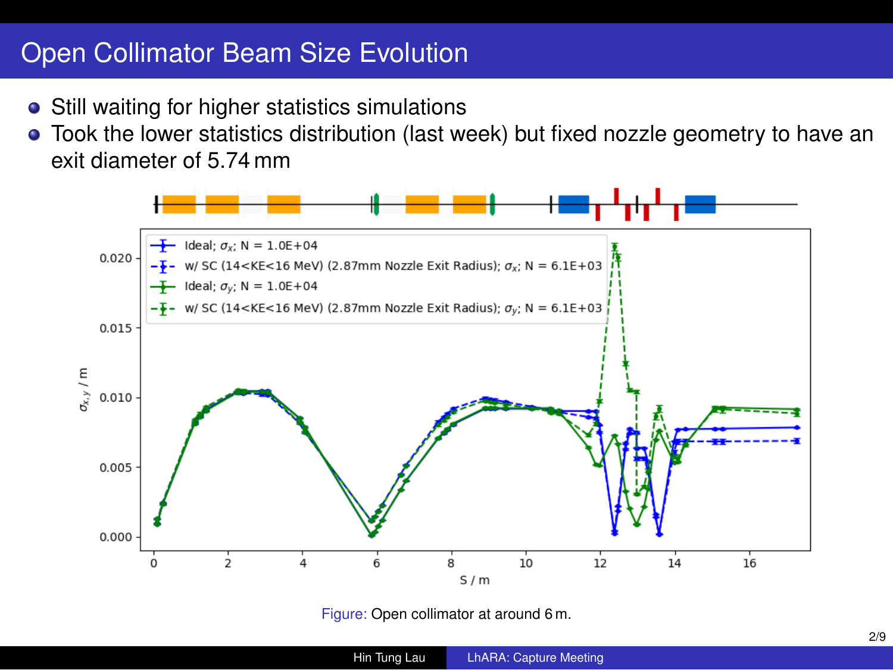# Open Collimator Beam Size Evolution

- Still waiting for higher statistics simulations
- Took the lower statistics distribution (last week) but fixed nozzle geometry to have an exit diameter of 5.74 mm

Figure: Open collimator at around 6 m.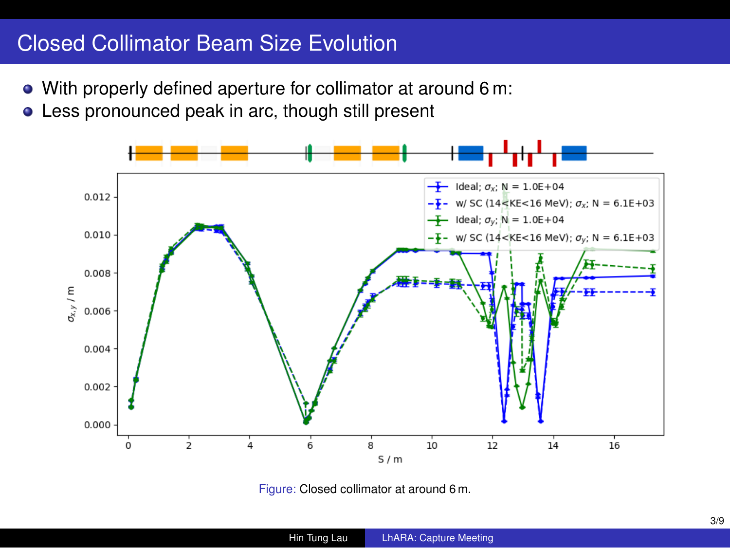# Closed Collimator Beam Size Evolution

- With properly defined aperture for collimator at around 6 m:
- Less pronounced peak in arc, though still present

Figure: Closed collimator at around 6 m.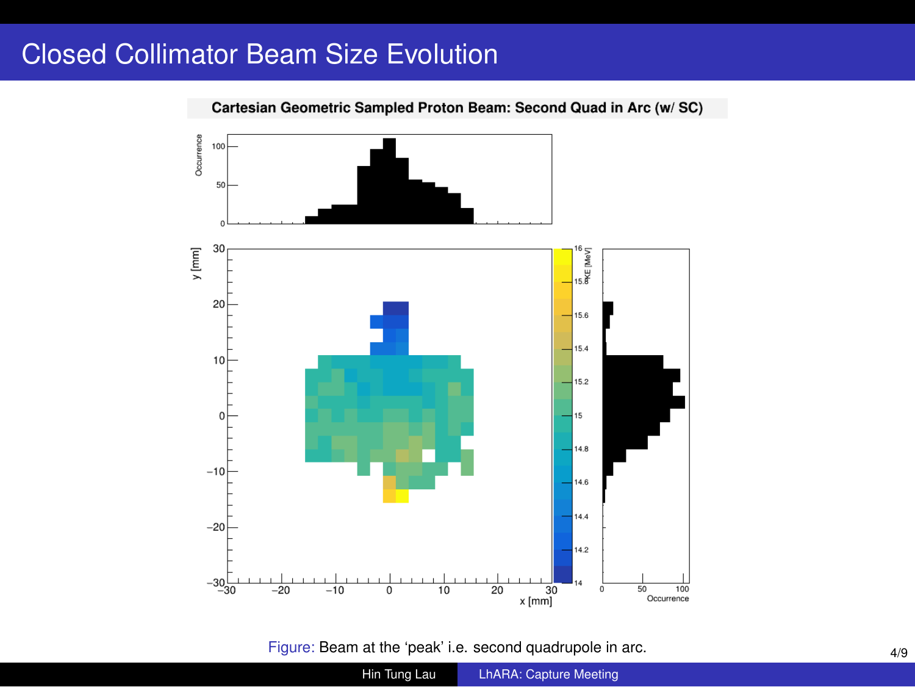# Closed Collimator Beam Size Evolution

Cartesian Geometric Sampled Proton Beam: Second Quad in Arc (w/ SC)

Figure: Beam at the 'peak' i.e. second quadrupole in arc.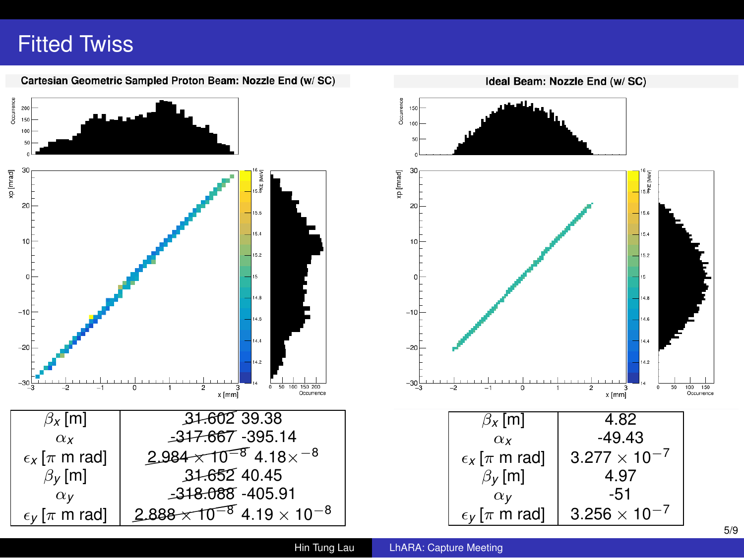# Fitted Twiss

**Cartesian Geometric Sampled Proton Beam: Nozzle End (w/ SC)**

| | |
|---|---|
| $\beta_x$ [m] | ~~31.602~~ 39.38 |
| $\alpha_x$ | ~~-317.667~~ -395.14 |
| $\epsilon_x$ [$\pi$ m rad] | ~~$2.984 \times 10^{-8}$~~ $4.18 \times^{-8}$ |
| $\beta_y$ [m] | ~~31.652~~ 40.45 |
| $\alpha_y$ | ~~-318.088~~ -405.91 |
| $\epsilon_y$ [$\pi$ m rad] | ~~$2.888 \times 10^{-8}$~~ $4.19 \times 10^{-8}$ |

**Ideal Beam: Nozzle End (w/ SC)**

| | |
|---|---|
| $\beta_x$ [m] | 4.82 |
| $\alpha_x$ | -49.43 |
| $\epsilon_x$ [$\pi$ m rad] | $3.277 \times 10^{-7}$ |
| $\beta_y$ [m] | 4.97 |
| $\alpha_y$ | -51 |
| $\epsilon_y$ [$\pi$ m rad] | $3.256 \times 10^{-7}$ |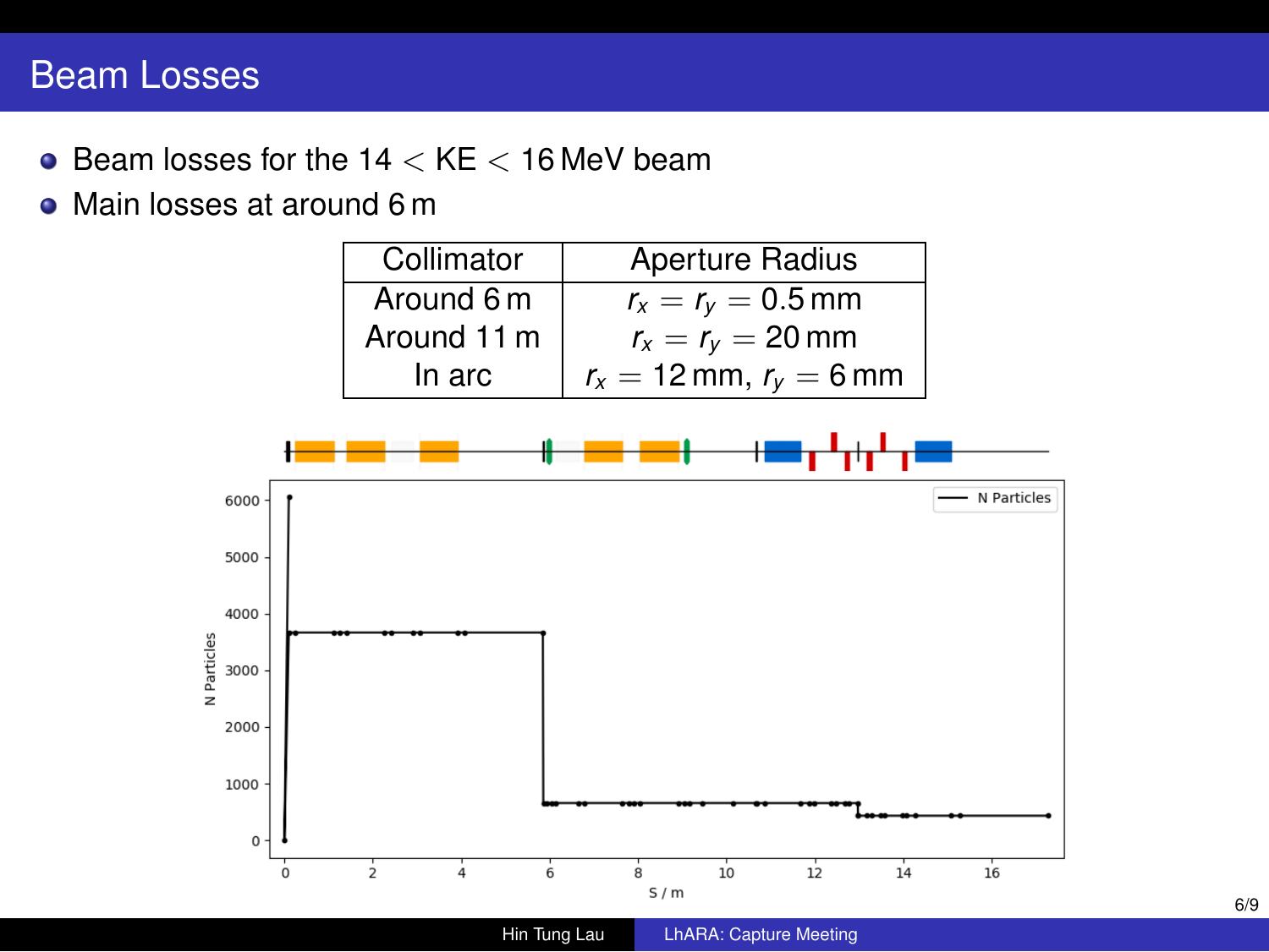# Beam Losses

- Beam losses for the $14 < KE < 16$ MeV beam
- Main losses at around 6 m

| Collimator | Aperture Radius |
|---|---|
| Around 6 m | $r_x = r_y = 0.5$ mm |
| Around 11 m | $r_x = r_y = 20$ mm |
| In arc | $r_x = 12$ mm, $r_y = 6$ mm |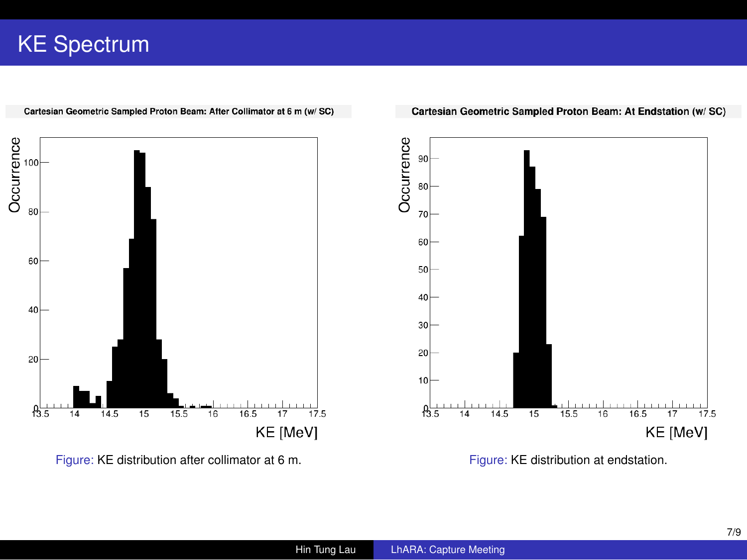# KE Spectrum

Figure: KE distribution after collimator at 6 m.

Figure: KE distribution at endstation.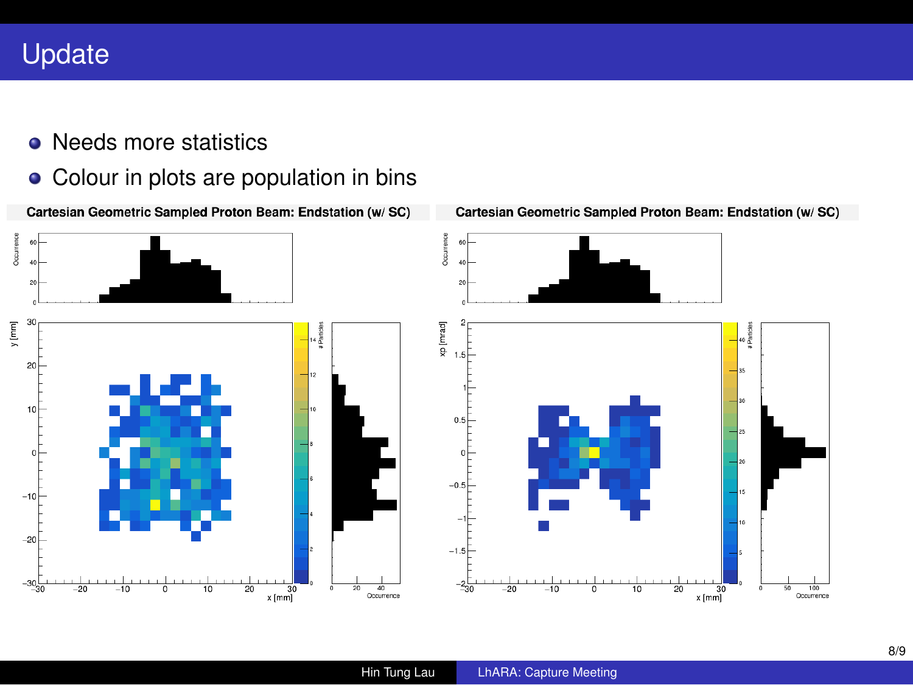# Update

- Needs more statistics
- Colour in plots are population in bins

**Cartesian Geometric Sampled Proton Beam: Endstation (w/ SC)**

**Cartesian Geometric Sampled Proton Beam: Endstation (w/ SC)**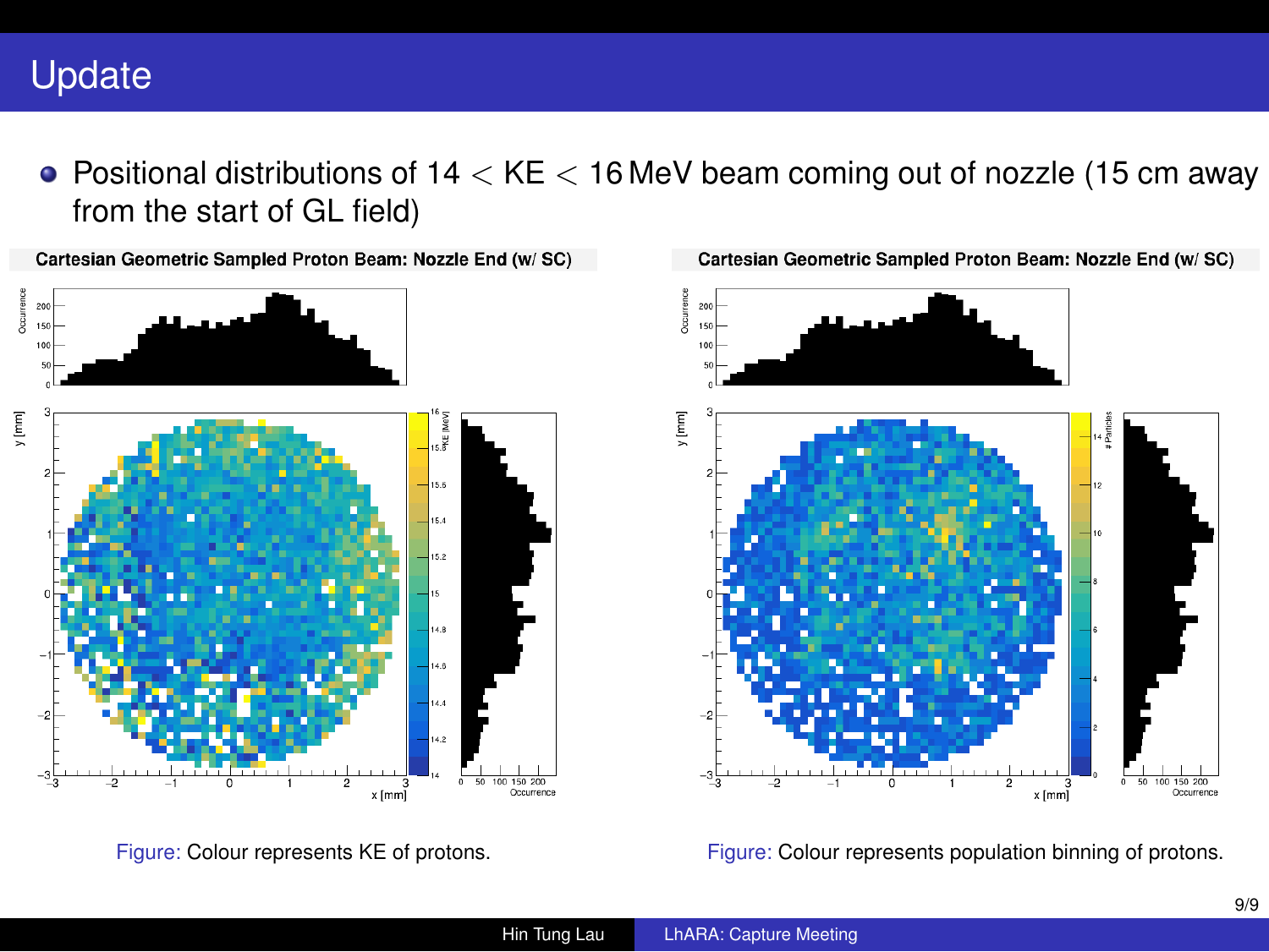# Update

- Positional distributions of $14 < KE < 16$ MeV beam coming out of nozzle (15 cm away from the start of GL field)

Cartesian Geometric Sampled Proton Beam: Nozzle End (w/ SC)

Occurrence
200
150
100
50
0

y [mm]
3
2
1
0
−1
−2
−3
−3 −2 −1 0 1 2 3
x [mm]

KE [MeV]
16
15.8
15.6
15.4
15.2
15
14.8
14.6
14.4
14.2
14

0 50 100 150 200
Occurrence

Figure: Colour represents KE of protons.

Cartesian Geometric Sampled Proton Beam: Nozzle End (w/ SC)

Occurrence
200
150
100
50
0

y [mm]
3
2
1
0
−1
−2
−3
−3 −2 −1 0 1 2 3
x [mm]

# Particles
14
12
10
8
6
4
2
0

0 50 100 150 200
Occurrence

Figure: Colour represents population binning of protons.